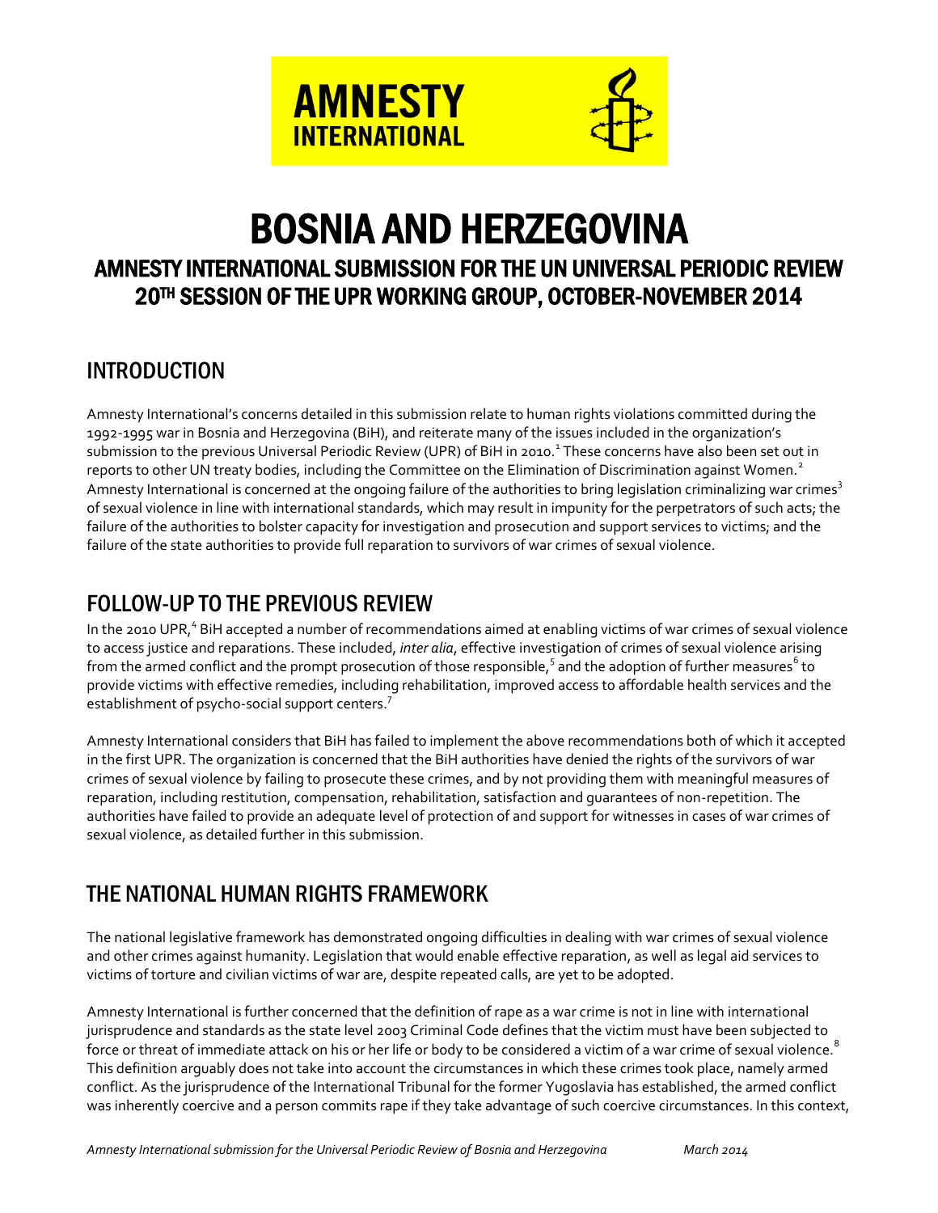# BOSNIA AND HERZEGOVINA

## AMNESTY INTERNATIONAL SUBMISSION FOR THE UN UNIVERSAL PERIODIC REVIEW 20TH SESSION OF THE UPR WORKING GROUP, OCTOBER-NOVEMBER 2014

## INTRODUCTION

Amnesty International's concerns detailed in this submission relate to human rights violations committed during the 1992-1995 war in Bosnia and Herzegovina (BiH), and reiterate many of the issues included in the organization's submission to the previous Universal Periodic Review (UPR) of BiH in 2010.[1] These concerns have also been set out in reports to other UN treaty bodies, including the Committee on the Elimination of Discrimination against Women.[2] Amnesty International is concerned at the ongoing failure of the authorities to bring legislation criminalizing war crimes[3] of sexual violence in line with international standards, which may result in impunity for the perpetrators of such acts; the failure of the authorities to bolster capacity for investigation and prosecution and support services to victims; and the failure of the state authorities to provide full reparation to survivors of war crimes of sexual violence.

## FOLLOW-UP TO THE PREVIOUS REVIEW

In the 2010 UPR,[4] BiH accepted a number of recommendations aimed at enabling victims of war crimes of sexual violence to access justice and reparations. These included, *inter alia*, effective investigation of crimes of sexual violence arising from the armed conflict and the prompt prosecution of those responsible,[5] and the adoption of further measures[6] to provide victims with effective remedies, including rehabilitation, improved access to affordable health services and the establishment of psycho-social support centers.[7]

Amnesty International considers that BiH has failed to implement the above recommendations both of which it accepted in the first UPR. The organization is concerned that the BiH authorities have denied the rights of the survivors of war crimes of sexual violence by failing to prosecute these crimes, and by not providing them with meaningful measures of reparation, including restitution, compensation, rehabilitation, satisfaction and guarantees of non-repetition. The authorities have failed to provide an adequate level of protection of and support for witnesses in cases of war crimes of sexual violence, as detailed further in this submission.

## THE NATIONAL HUMAN RIGHTS FRAMEWORK

The national legislative framework has demonstrated ongoing difficulties in dealing with war crimes of sexual violence and other crimes against humanity. Legislation that would enable effective reparation, as well as legal aid services to victims of torture and civilian victims of war are, despite repeated calls, are yet to be adopted.

Amnesty International is further concerned that the definition of rape as a war crime is not in line with international jurisprudence and standards as the state level 2003 Criminal Code defines that the victim must have been subjected to force or threat of immediate attack on his or her life or body to be considered a victim of a war crime of sexual violence.[8] This definition arguably does not take into account the circumstances in which these crimes took place, namely armed conflict. As the jurisprudence of the International Tribunal for the former Yugoslavia has established, the armed conflict was inherently coercive and a person commits rape if they take advantage of such coercive circumstances. In this context,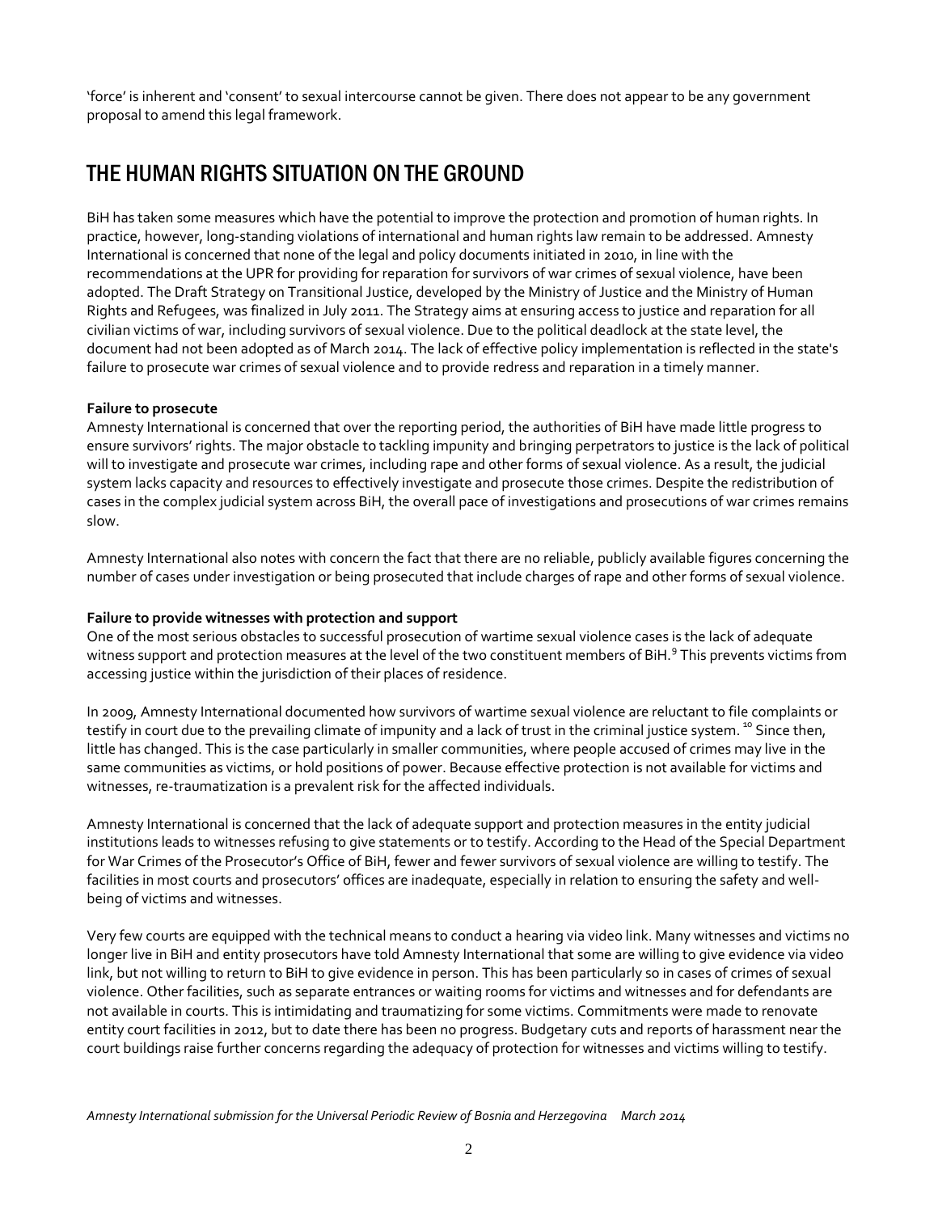'force' is inherent and 'consent' to sexual intercourse cannot be given. There does not appear to be any government proposal to amend this legal framework.

## THE HUMAN RIGHTS SITUATION ON THE GROUND

BiH has taken some measures which have the potential to improve the protection and promotion of human rights. In practice, however, long-standing violations of international and human rights law remain to be addressed. Amnesty International is concerned that none of the legal and policy documents initiated in 2010, in line with the recommendations at the UPR for providing for reparation for survivors of war crimes of sexual violence, have been adopted. The Draft Strategy on Transitional Justice, developed by the Ministry of Justice and the Ministry of Human Rights and Refugees, was finalized in July 2011. The Strategy aims at ensuring access to justice and reparation for all civilian victims of war, including survivors of sexual violence. Due to the political deadlock at the state level, the document had not been adopted as of March 2014. The lack of effective policy implementation is reflected in the state's failure to prosecute war crimes of sexual violence and to provide redress and reparation in a timely manner.

**Failure to prosecute**

Amnesty International is concerned that over the reporting period, the authorities of BiH have made little progress to ensure survivors' rights. The major obstacle to tackling impunity and bringing perpetrators to justice is the lack of political will to investigate and prosecute war crimes, including rape and other forms of sexual violence. As a result, the judicial system lacks capacity and resources to effectively investigate and prosecute those crimes. Despite the redistribution of cases in the complex judicial system across BiH, the overall pace of investigations and prosecutions of war crimes remains slow.

Amnesty International also notes with concern the fact that there are no reliable, publicly available figures concerning the number of cases under investigation or being prosecuted that include charges of rape and other forms of sexual violence.

**Failure to provide witnesses with protection and support**

One of the most serious obstacles to successful prosecution of wartime sexual violence cases is the lack of adequate witness support and protection measures at the level of the two constituent members of BiH.[9] This prevents victims from accessing justice within the jurisdiction of their places of residence.

In 2009, Amnesty International documented how survivors of wartime sexual violence are reluctant to file complaints or testify in court due to the prevailing climate of impunity and a lack of trust in the criminal justice system.[10] Since then, little has changed. This is the case particularly in smaller communities, where people accused of crimes may live in the same communities as victims, or hold positions of power. Because effective protection is not available for victims and witnesses, re-traumatization is a prevalent risk for the affected individuals.

Amnesty International is concerned that the lack of adequate support and protection measures in the entity judicial institutions leads to witnesses refusing to give statements or to testify. According to the Head of the Special Department for War Crimes of the Prosecutor's Office of BiH, fewer and fewer survivors of sexual violence are willing to testify. The facilities in most courts and prosecutors' offices are inadequate, especially in relation to ensuring the safety and well-being of victims and witnesses.

Very few courts are equipped with the technical means to conduct a hearing via video link. Many witnesses and victims no longer live in BiH and entity prosecutors have told Amnesty International that some are willing to give evidence via video link, but not willing to return to BiH to give evidence in person. This has been particularly so in cases of crimes of sexual violence. Other facilities, such as separate entrances or waiting rooms for victims and witnesses and for defendants are not available in courts. This is intimidating and traumatizing for some victims. Commitments were made to renovate entity court facilities in 2012, but to date there has been no progress. Budgetary cuts and reports of harassment near the court buildings raise further concerns regarding the adequacy of protection for witnesses and victims willing to testify.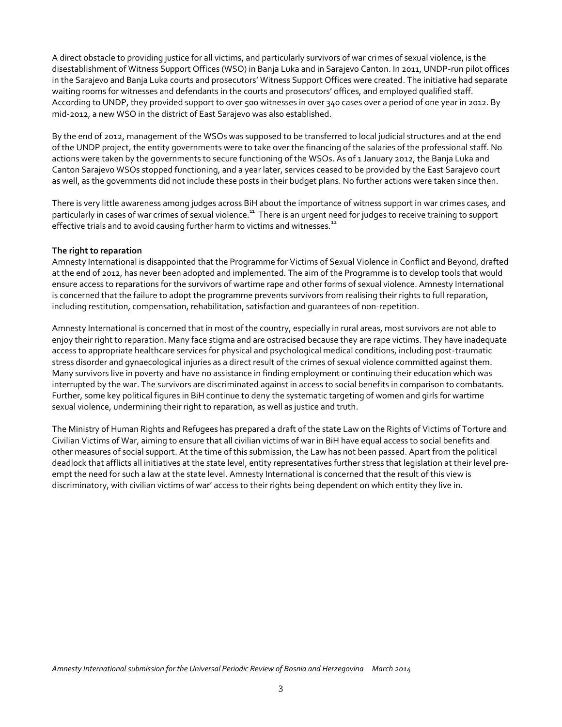A direct obstacle to providing justice for all victims, and particularly survivors of war crimes of sexual violence, is the disestablishment of Witness Support Offices (WSO) in Banja Luka and in Sarajevo Canton. In 2011, UNDP-run pilot offices in the Sarajevo and Banja Luka courts and prosecutors' Witness Support Offices were created. The initiative had separate waiting rooms for witnesses and defendants in the courts and prosecutors' offices, and employed qualified staff. According to UNDP, they provided support to over 500 witnesses in over 340 cases over a period of one year in 2012. By mid-2012, a new WSO in the district of East Sarajevo was also established.

By the end of 2012, management of the WSOs was supposed to be transferred to local judicial structures and at the end of the UNDP project, the entity governments were to take over the financing of the salaries of the professional staff. No actions were taken by the governments to secure functioning of the WSOs. As of 1 January 2012, the Banja Luka and Canton Sarajevo WSOs stopped functioning, and a year later, services ceased to be provided by the East Sarajevo court as well, as the governments did not include these posts in their budget plans. No further actions were taken since then.

There is very little awareness among judges across BiH about the importance of witness support in war crimes cases, and particularly in cases of war crimes of sexual violence.[11] There is an urgent need for judges to receive training to support effective trials and to avoid causing further harm to victims and witnesses.[12]

**The right to reparation**

Amnesty International is disappointed that the Programme for Victims of Sexual Violence in Conflict and Beyond, drafted at the end of 2012, has never been adopted and implemented. The aim of the Programme is to develop tools that would ensure access to reparations for the survivors of wartime rape and other forms of sexual violence. Amnesty International is concerned that the failure to adopt the programme prevents survivors from realising their rights to full reparation, including restitution, compensation, rehabilitation, satisfaction and guarantees of non-repetition.

Amnesty International is concerned that in most of the country, especially in rural areas, most survivors are not able to enjoy their right to reparation. Many face stigma and are ostracised because they are rape victims. They have inadequate access to appropriate healthcare services for physical and psychological medical conditions, including post-traumatic stress disorder and gynaecological injuries as a direct result of the crimes of sexual violence committed against them. Many survivors live in poverty and have no assistance in finding employment or continuing their education which was interrupted by the war. The survivors are discriminated against in access to social benefits in comparison to combatants. Further, some key political figures in BiH continue to deny the systematic targeting of women and girls for wartime sexual violence, undermining their right to reparation, as well as justice and truth.

The Ministry of Human Rights and Refugees has prepared a draft of the state Law on the Rights of Victims of Torture and Civilian Victims of War, aiming to ensure that all civilian victims of war in BiH have equal access to social benefits and other measures of social support. At the time of this submission, the Law has not been passed. Apart from the political deadlock that afflicts all initiatives at the state level, entity representatives further stress that legislation at their level pre-empt the need for such a law at the state level. Amnesty International is concerned that the result of this view is discriminatory, with civilian victims of war' access to their rights being dependent on which entity they live in.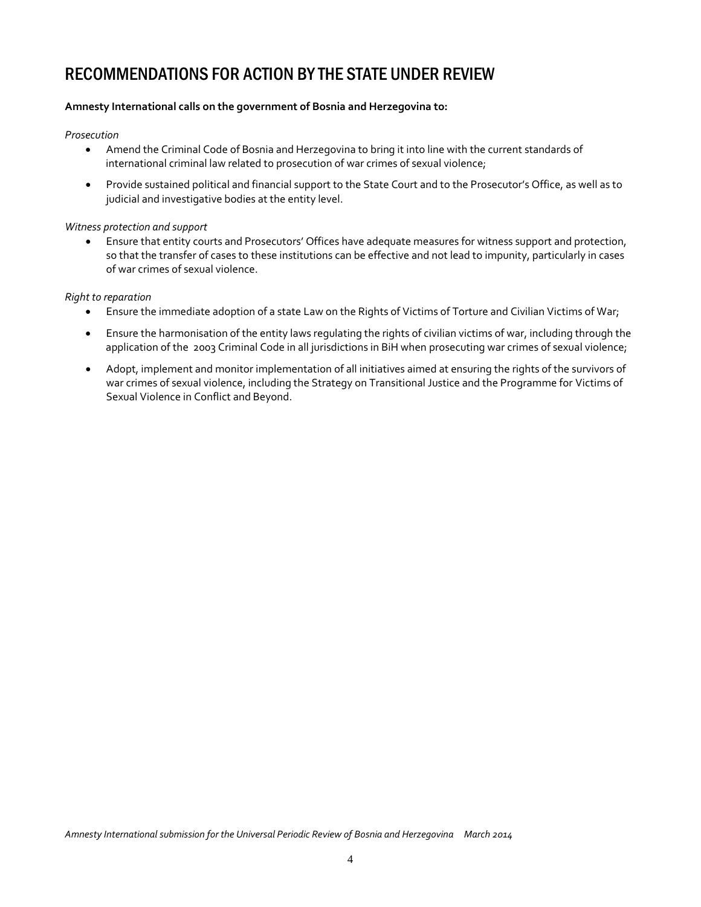# RECOMMENDATIONS FOR ACTION BY THE STATE UNDER REVIEW

**Amnesty International calls on the government of Bosnia and Herzegovina to:**

*Prosecution*

- Amend the Criminal Code of Bosnia and Herzegovina to bring it into line with the current standards of international criminal law related to prosecution of war crimes of sexual violence;
- Provide sustained political and financial support to the State Court and to the Prosecutor's Office, as well as to judicial and investigative bodies at the entity level.

*Witness protection and support*

- Ensure that entity courts and Prosecutors' Offices have adequate measures for witness support and protection, so that the transfer of cases to these institutions can be effective and not lead to impunity, particularly in cases of war crimes of sexual violence.

*Right to reparation*

- Ensure the immediate adoption of a state Law on the Rights of Victims of Torture and Civilian Victims of War;
- Ensure the harmonisation of the entity laws regulating the rights of civilian victims of war, including through the application of the 2003 Criminal Code in all jurisdictions in BiH when prosecuting war crimes of sexual violence;
- Adopt, implement and monitor implementation of all initiatives aimed at ensuring the rights of the survivors of war crimes of sexual violence, including the Strategy on Transitional Justice and the Programme for Victims of Sexual Violence in Conflict and Beyond.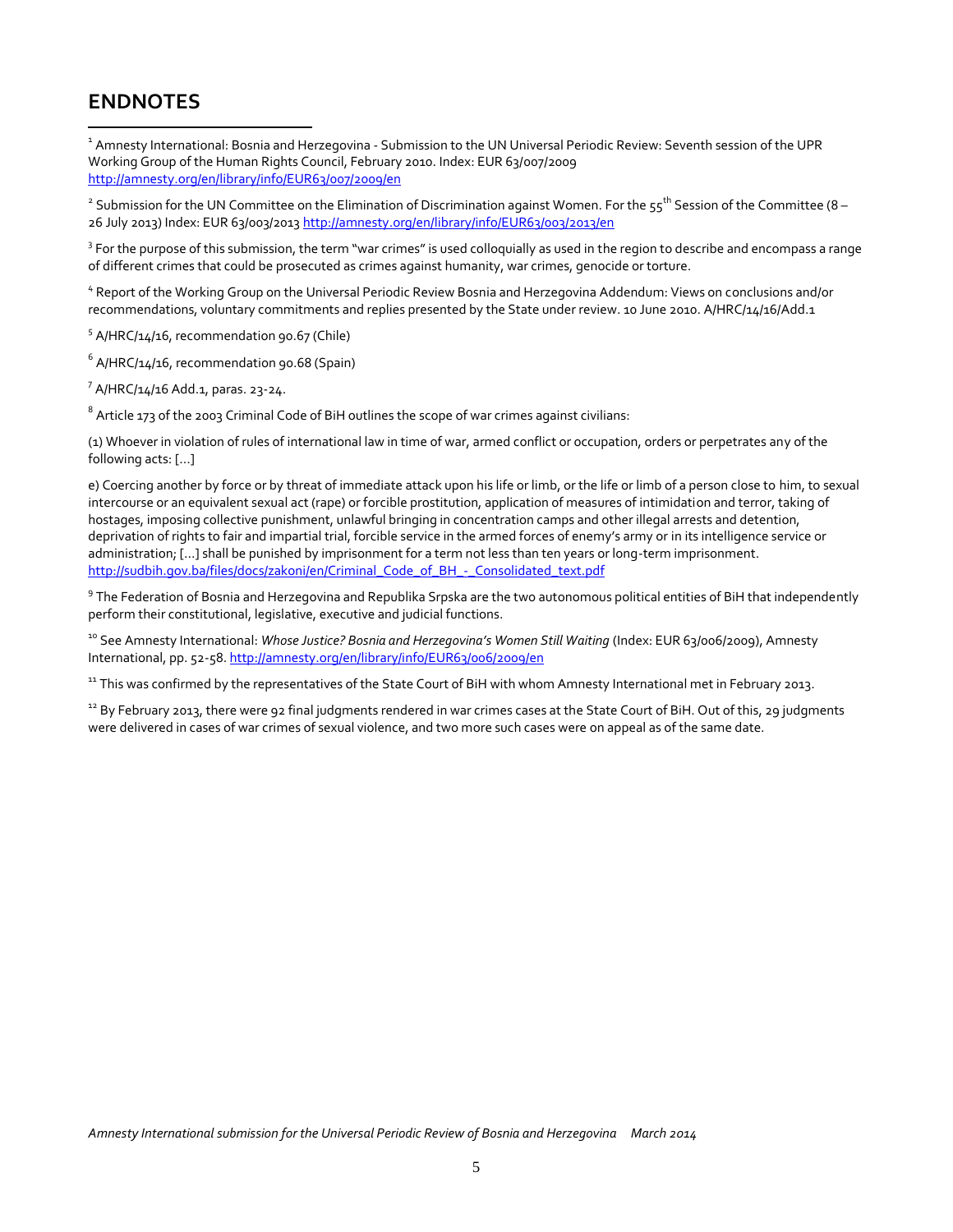## ENDNOTES

[1] Amnesty International: Bosnia and Herzegovina - Submission to the UN Universal Periodic Review: Seventh session of the UPR Working Group of the Human Rights Council, February 2010. Index: EUR 63/007/2009 http://amnesty.org/en/library/info/EUR63/007/2009/en

[2] Submission for the UN Committee on the Elimination of Discrimination against Women. For the 55th Session of the Committee (8 – 26 July 2013) Index: EUR 63/003/2013 http://amnesty.org/en/library/info/EUR63/003/2013/en

[3] For the purpose of this submission, the term "war crimes" is used colloquially as used in the region to describe and encompass a range of different crimes that could be prosecuted as crimes against humanity, war crimes, genocide or torture.

[4] Report of the Working Group on the Universal Periodic Review Bosnia and Herzegovina Addendum: Views on conclusions and/or recommendations, voluntary commitments and replies presented by the State under review. 10 June 2010. A/HRC/14/16/Add.1

[5] A/HRC/14/16, recommendation 90.67 (Chile)

[6] A/HRC/14/16, recommendation 90.68 (Spain)

[7] A/HRC/14/16 Add.1, paras. 23-24.

[8] Article 173 of the 2003 Criminal Code of BiH outlines the scope of war crimes against civilians:

(1) Whoever in violation of rules of international law in time of war, armed conflict or occupation, orders or perpetrates any of the following acts: […]

e) Coercing another by force or by threat of immediate attack upon his life or limb, or the life or limb of a person close to him, to sexual intercourse or an equivalent sexual act (rape) or forcible prostitution, application of measures of intimidation and terror, taking of hostages, imposing collective punishment, unlawful bringing in concentration camps and other illegal arrests and detention, deprivation of rights to fair and impartial trial, forcible service in the armed forces of enemy's army or in its intelligence service or administration; […] shall be punished by imprisonment for a term not less than ten years or long-term imprisonment. http://sudbih.gov.ba/files/docs/zakoni/en/Criminal_Code_of_BH_-_Consolidated_text.pdf

[9] The Federation of Bosnia and Herzegovina and Republika Srpska are the two autonomous political entities of BiH that independently perform their constitutional, legislative, executive and judicial functions.

[10] See Amnesty International: *Whose Justice? Bosnia and Herzegovina's Women Still Waiting* (Index: EUR 63/006/2009), Amnesty International, pp. 52-58. http://amnesty.org/en/library/info/EUR63/006/2009/en

[11] This was confirmed by the representatives of the State Court of BiH with whom Amnesty International met in February 2013.

[12] By February 2013, there were 92 final judgments rendered in war crimes cases at the State Court of BiH. Out of this, 29 judgments were delivered in cases of war crimes of sexual violence, and two more such cases were on appeal as of the same date.